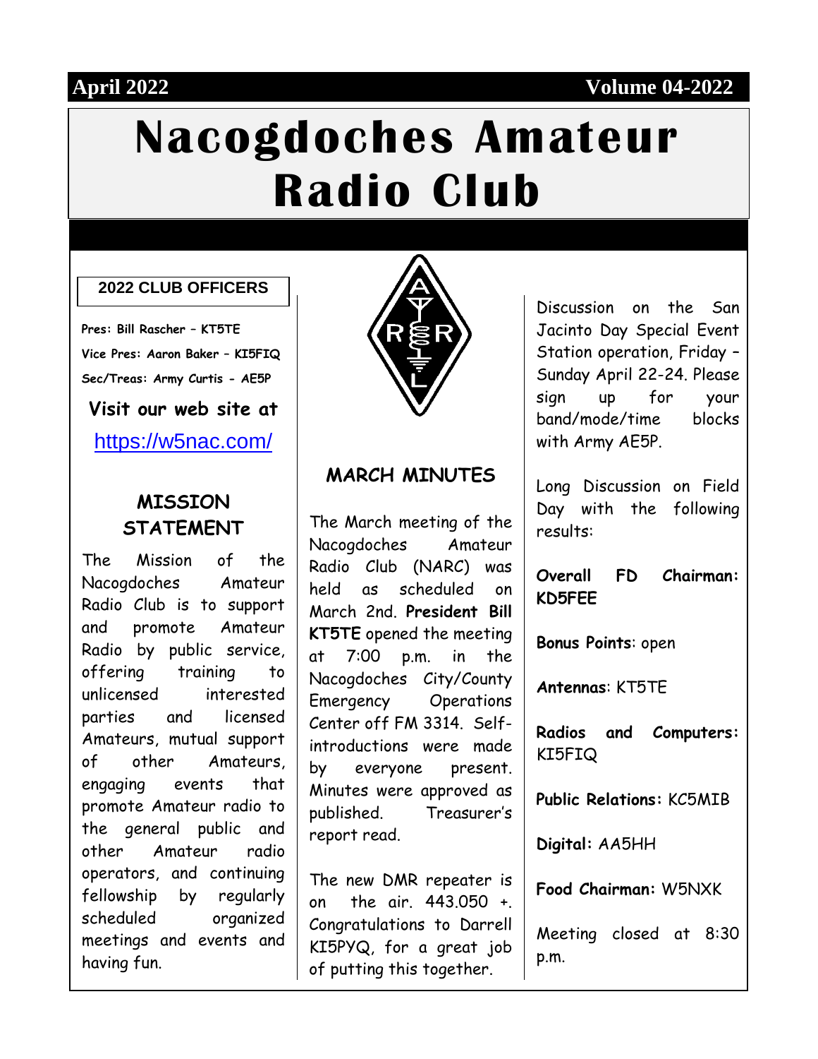April 2022 Volume 04-2022

# Nacogdoches Amateur Radio Club

**2022 CLUB OFFICERS**

**Pres: Bill Rascher – KT5TE**

**Vice Pres: Aaron Baker – KI5FIQ**

**Sec/Treas: Army Curtis - AE5P**

**Visit our web site at**

https://w5nac.com/

## MISSION STATEMENT

The Mission of the Nacogdoches Amateur Radio Club is to support and promote Amateur Radio by public service, offering training to unlicensed interested parties and licensed Amateurs, mutual support of other Amateurs, engaging events that promote Amateur radio to the general public and other Amateur radio operators, and continuing fellowship by regularly scheduled organized meetings and events and having fun.

## MARCH MINUTES

The March meeting of the Nacogdoches Amateur Radio Club (NARC) was held as scheduled on March 2nd. **President Bill KT5TE** opened the meeting at 7:00 p.m. in the Nacogdoches City/County Emergency Operations Center off FM 3314. Self-introductions were made by everyone present. Minutes were approved as published. Treasurer's report read.

The new DMR repeater is on the air. 443.050 +. Congratulations to Darrell KI5PYQ, for a great job of putting this together.

Discussion on the San Jacinto Day Special Event Station operation, Friday – Sunday April 22-24. Please sign up for your band/mode/time blocks with Army AE5P.

Long Discussion on Field Day with the following results:

**Overall FD Chairman: KD5FEE**

**Bonus Points**: open

**Antennas**: KT5TE

**Radios and Computers:** KI5FIQ

**Public Relations:** KC5MIB

**Digital:** AA5HH

**Food Chairman:** W5NXK

Meeting closed at 8:30 p.m.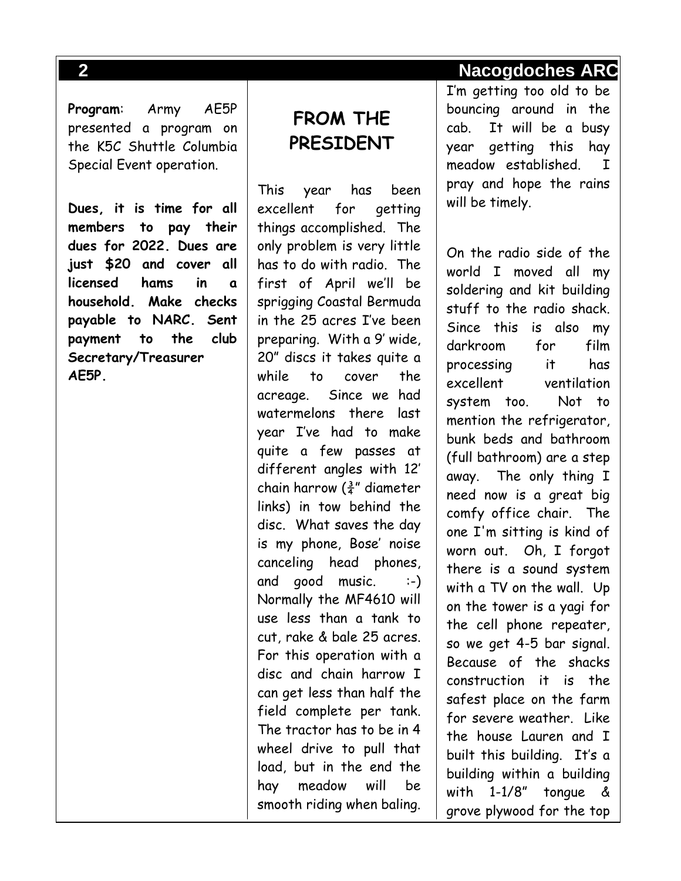**Program**: Army AE5P presented a program on the K5C Shuttle Columbia Special Event operation.

**Dues, it is time for all members to pay their dues for 2022. Dues are just $20 and cover all licensed hams in a household. Make checks payable to NARC. Sent payment to the club Secretary/Treasurer AE5P.**

## FROM THE PRESIDENT

This year has been excellent for getting things accomplished. The only problem is very little has to do with radio. The first of April we'll be sprigging Coastal Bermuda in the 25 acres I've been preparing. With a 9' wide, 20" discs it takes quite a while to cover the acreage. Since we had watermelons there last year I've had to make quite a few passes at different angles with 12' chain harrow (¾" diameter links) in tow behind the disc. What saves the day is my phone, Bose' noise canceling head phones, and good music. :-) Normally the MF4610 will use less than a tank to cut, rake & bale 25 acres. For this operation with a disc and chain harrow I can get less than half the field complete per tank. The tractor has to be in 4 wheel drive to pull that load, but in the end the hay meadow will be smooth riding when baling. I'm getting too old to be bouncing around in the cab. It will be a busy year getting this hay meadow established. I pray and hope the rains will be timely.

On the radio side of the world I moved all my soldering and kit building stuff to the radio shack. Since this is also my darkroom for film processing it has excellent ventilation system too. Not to mention the refrigerator, bunk beds and bathroom (full bathroom) are a step away. The only thing I need now is a great big comfy office chair. The one I'm sitting is kind of worn out. Oh, I forgot there is a sound system with a TV on the wall. Up on the tower is a yagi for the cell phone repeater, so we get 4-5 bar signal. Because of the shacks construction it is the safest place on the farm for severe weather. Like the house Lauren and I built this building. It's a building within a building with 1-1/8" tongue & grove plywood for the top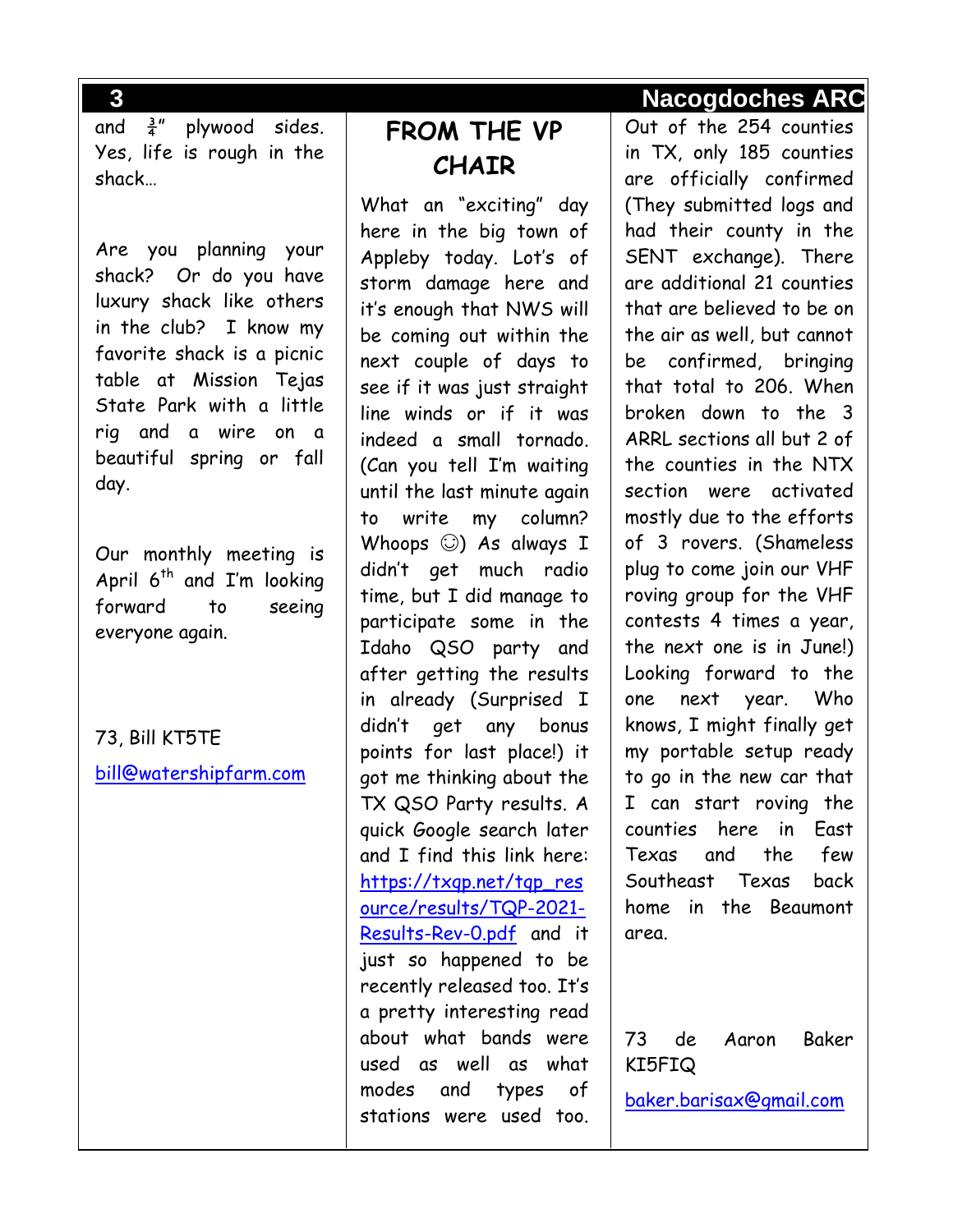and ¾" plywood sides. Yes, life is rough in the shack…

Are you planning your shack? Or do you have luxury shack like others in the club? I know my favorite shack is a picnic table at Mission Tejas State Park with a little rig and a wire on a beautiful spring or fall day.

Our monthly meeting is April 6th and I'm looking forward to seeing everyone again.

73, Bill KT5TE

bill@watershipfarm.com

## FROM THE VP CHAIR

What an "exciting" day here in the big town of Appleby today. Lot's of storm damage here and it's enough that NWS will be coming out within the next couple of days to see if it was just straight line winds or if it was indeed a small tornado. (Can you tell I'm waiting until the last minute again to write my column? Whoops ☺) As always I didn't get much radio time, but I did manage to participate some in the Idaho QSO party and after getting the results in already (Surprised I didn't get any bonus points for last place!) it got me thinking about the TX QSO Party results. A quick Google search later and I find this link here: https://txqp.net/tqp_resource/results/TQP-2021-Results-Rev-0.pdf and it just so happened to be recently released too. It's a pretty interesting read about what bands were used as well as what modes and types of stations were used too. Out of the 254 counties in TX, only 185 counties are officially confirmed (They submitted logs and had their county in the SENT exchange). There are additional 21 counties that are believed to be on the air as well, but cannot be confirmed, bringing that total to 206. When broken down to the 3 ARRL sections all but 2 of the counties in the NTX section were activated mostly due to the efforts of 3 rovers. (Shameless plug to come join our VHF roving group for the VHF contests 4 times a year, the next one is in June!) Looking forward to the one next year. Who knows, I might finally get my portable setup ready to go in the new car that I can start roving the counties here in East Texas and the few Southeast Texas back home in the Beaumont area.

73 de Aaron Baker KI5FIQ

baker.barisax@gmail.com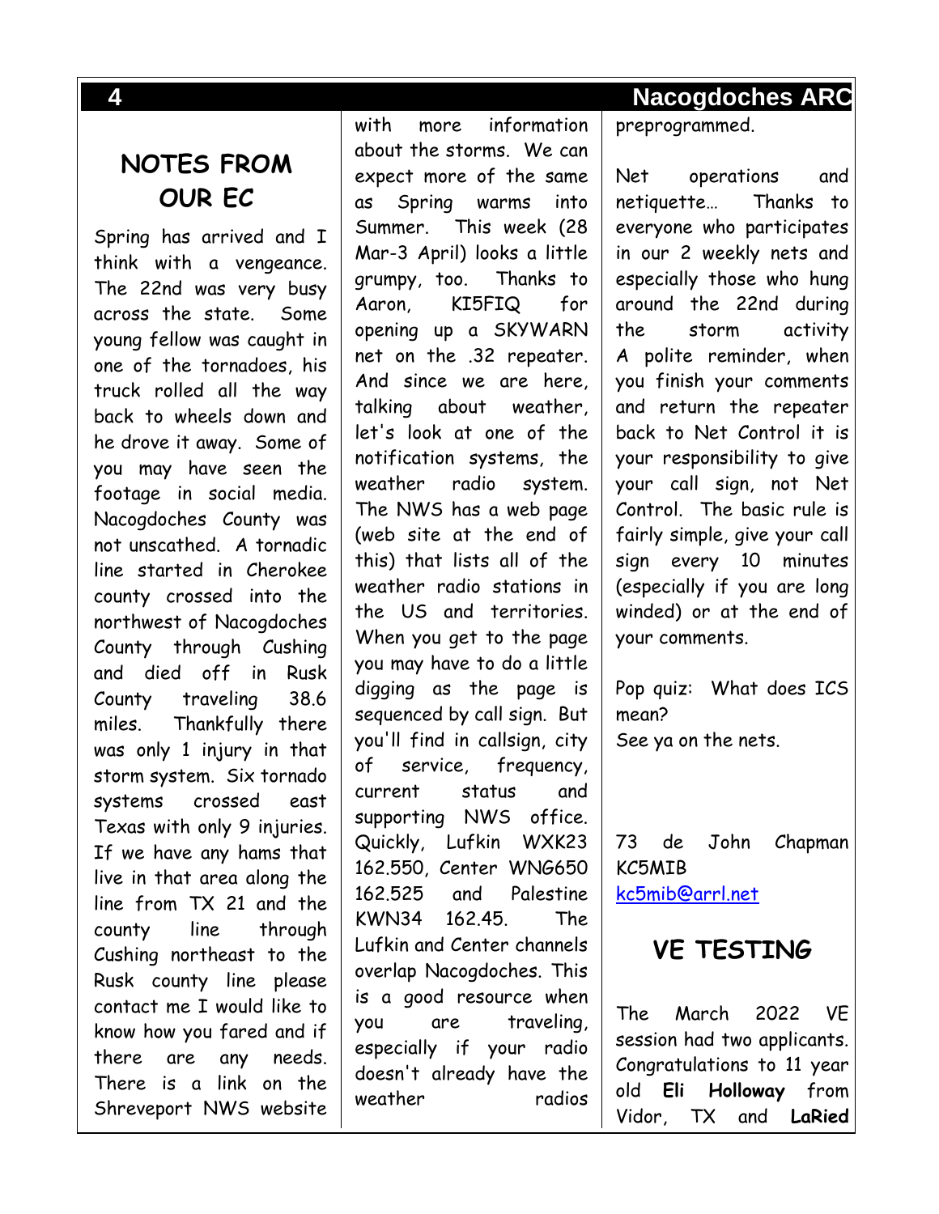## NOTES FROM OUR EC

Spring has arrived and I think with a vengeance. The 22nd was very busy across the state. Some young fellow was caught in one of the tornadoes, his truck rolled all the way back to wheels down and he drove it away. Some of you may have seen the footage in social media. Nacogdoches County was not unscathed. A tornadic line started in Cherokee county crossed into the northwest of Nacogdoches County through Cushing and died off in Rusk County traveling 38.6 miles. Thankfully there was only 1 injury in that storm system. Six tornado systems crossed east Texas with only 9 injuries. If we have any hams that live in that area along the line from TX 21 and the county line through Cushing northeast to the Rusk county line please contact me I would like to know how you fared and if there are any needs. There is a link on the Shreveport NWS website with more information about the storms. We can expect more of the same as Spring warms into Summer. This week (28 Mar-3 April) looks a little grumpy, too. Thanks to Aaron, KI5FIQ for opening up a SKYWARN net on the .32 repeater. And since we are here, talking about weather, let's look at one of the notification systems, the weather radio system. The NWS has a web page (web site at the end of this) that lists all of the weather radio stations in the US and territories. When you get to the page you may have to do a little digging as the page is sequenced by call sign. But you'll find in callsign, city of service, frequency, current status and supporting NWS office. Quickly, Lufkin WXK23 162.550, Center WNG650 162.525 and Palestine KWN34 162.45. The Lufkin and Center channels overlap Nacogdoches. This is a good resource when you are traveling, especially if your radio doesn't already have the weather radios preprogrammed.

Net operations and netiquette… Thanks to everyone who participates in our 2 weekly nets and especially those who hung around the 22nd during the storm activity A polite reminder, when you finish your comments and return the repeater back to Net Control it is your responsibility to give your call sign, not Net Control. The basic rule is fairly simple, give your call sign every 10 minutes (especially if you are long winded) or at the end of your comments.

Pop quiz: What does ICS mean?
See ya on the nets.

73 de John Chapman KC5MIB
kc5mib@arrl.net

## VE TESTING

The March 2022 VE session had two applicants. Congratulations to 11 year old **Eli Holloway** from Vidor, TX and **LaRied**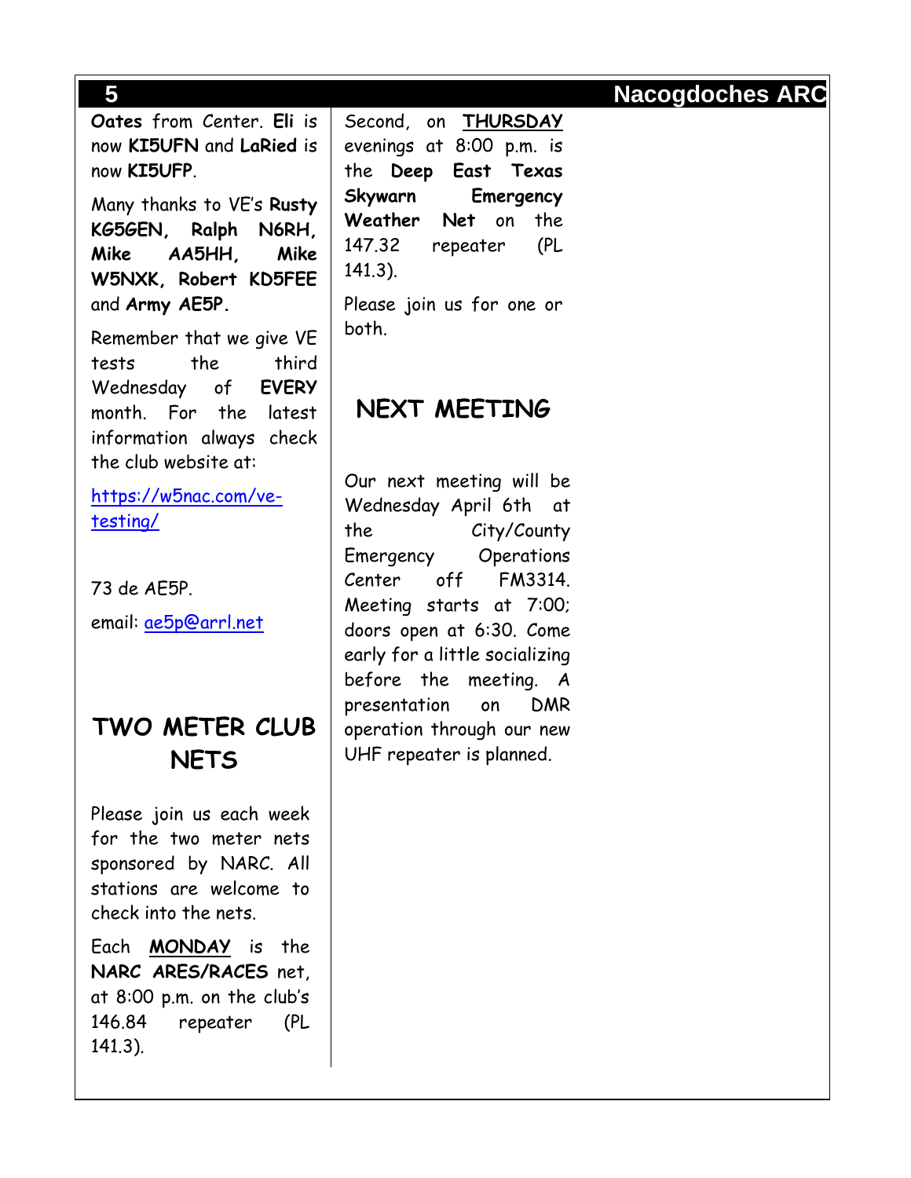**Oates** from Center. **Eli** is now **KI5UFN** and **LaRied** is now **KI5UFP**.

Many thanks to VE's **Rusty KG5GEN, Ralph N6RH, Mike AA5HH, Mike W5NXK, Robert KD5FEE** and **Army AE5P.**

Remember that we give VE tests the third Wednesday of **EVERY** month. For the latest information always check the club website at:

https://w5nac.com/ve-testing/

73 de AE5P.

email: ae5p@arrl.net

## TWO METER CLUB NETS

Please join us each week for the two meter nets sponsored by NARC. All stations are welcome to check into the nets.

Each **MONDAY** is the **NARC ARES/RACES** net, at 8:00 p.m. on the club's 146.84 repeater (PL 141.3).

Second, on **THURSDAY** evenings at 8:00 p.m. is the **Deep East Texas Skywarn Emergency Weather Net** on the 147.32 repeater (PL 141.3).

Please join us for one or both.

## NEXT MEETING

Our next meeting will be Wednesday April 6th at the City/County Emergency Operations Center off FM3314. Meeting starts at 7:00; doors open at 6:30. Come early for a little socializing before the meeting. A presentation on DMR operation through our new UHF repeater is planned.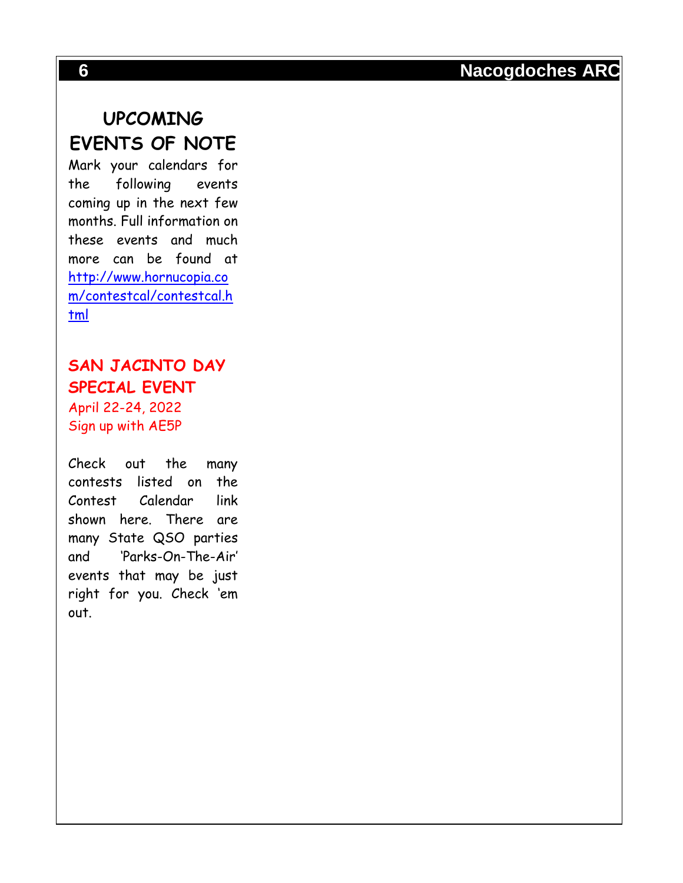## UPCOMING EVENTS OF NOTE

Mark your calendars for the following events coming up in the next few months. Full information on these events and much more can be found at http://www.hornucopia.com/contestcal/contestcal.html

### SAN JACINTO DAY SPECIAL EVENT

April 22-24, 2022
Sign up with AE5P

Check out the many contests listed on the Contest Calendar link shown here. There are many State QSO parties and 'Parks-On-The-Air' events that may be just right for you. Check 'em out.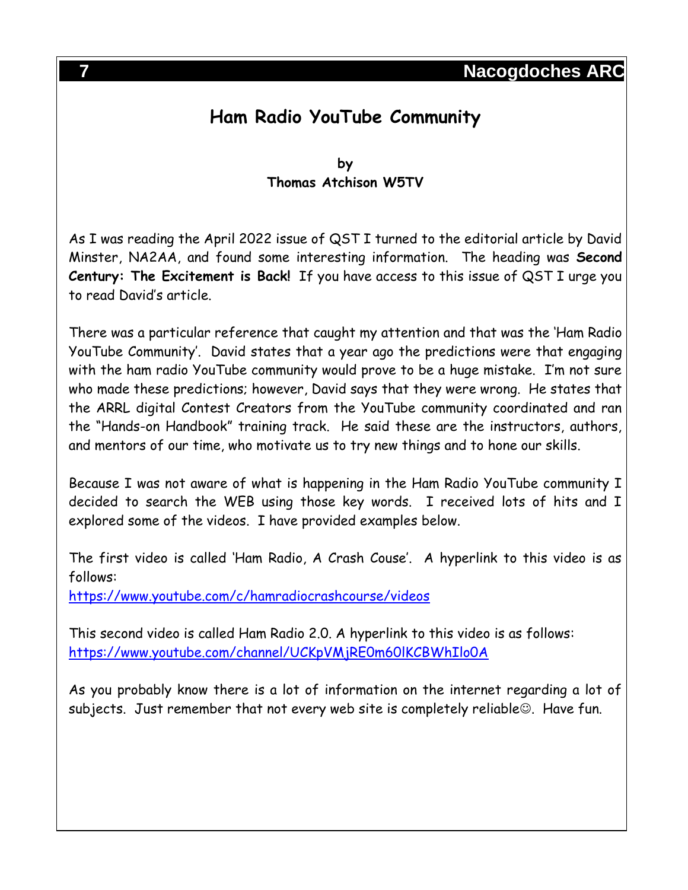# Ham Radio YouTube Community

**by**
**Thomas Atchison W5TV**

As I was reading the April 2022 issue of QST I turned to the editorial article by David Minster, NA2AA, and found some interesting information. The heading was **Second Century: The Excitement is Back!** If you have access to this issue of QST I urge you to read David's article.

There was a particular reference that caught my attention and that was the 'Ham Radio YouTube Community'. David states that a year ago the predictions were that engaging with the ham radio YouTube community would prove to be a huge mistake. I'm not sure who made these predictions; however, David says that they were wrong. He states that the ARRL digital Contest Creators from the YouTube community coordinated and ran the "Hands-on Handbook" training track. He said these are the instructors, authors, and mentors of our time, who motivate us to try new things and to hone our skills.

Because I was not aware of what is happening in the Ham Radio YouTube community I decided to search the WEB using those key words. I received lots of hits and I explored some of the videos. I have provided examples below.

The first video is called 'Ham Radio, A Crash Couse'. A hyperlink to this video is as follows:
https://www.youtube.com/c/hamradiocrashcourse/videos

This second video is called Ham Radio 2.0. A hyperlink to this video is as follows:
https://www.youtube.com/channel/UCKpVMjRE0m60lKCBWhIlo0A

As you probably know there is a lot of information on the internet regarding a lot of subjects. Just remember that not every web site is completely reliable☺. Have fun.